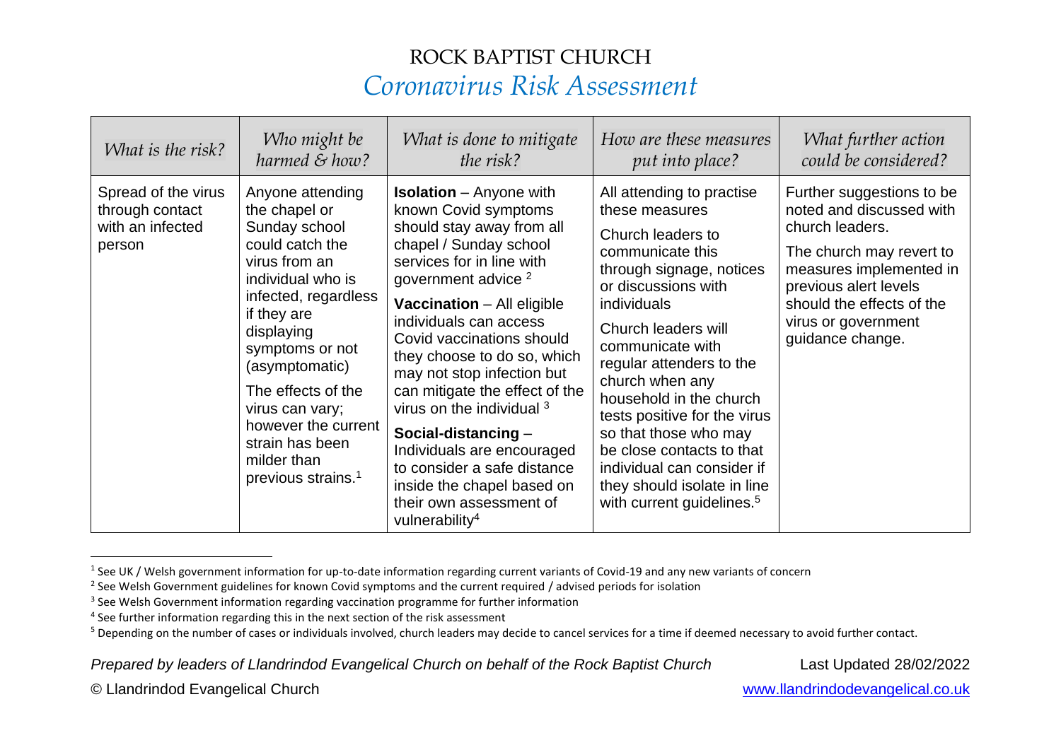# ROCK BAPTIST CHURCH

## *Coronavirus Risk Assessment*

| *What is the risk?* | *Who might be harmed & how?* | *What is done to mitigate the risk?* | *How are these measures put into place?* | *What further action could be considered?* |
|---|---|---|---|---|
| Spread of the virus through contact with an infected person | Anyone attending the chapel or Sunday school could catch the virus from an individual who is infected, regardless if they are displaying symptoms or not (asymptomatic)<br><br>The effects of the virus can vary; however the current strain has been milder than previous strains.[1] | **Isolation** – Anyone with known Covid symptoms should stay away from all chapel / Sunday school services for in line with government advice [2]<br><br>**Vaccination** – All eligible individuals can access Covid vaccinations should they choose to do so, which may not stop infection but can mitigate the effect of the virus on the individual [3]<br><br>**Social-distancing** – Individuals are encouraged to consider a safe distance inside the chapel based on their own assessment of vulnerability[4] | All attending to practise these measures<br><br>Church leaders to communicate this through signage, notices or discussions with individuals<br><br>Church leaders will communicate with regular attenders to the church when any household in the church tests positive for the virus so that those who may be close contacts to that individual can consider if they should isolate in line with current guidelines.[5] | Further suggestions to be noted and discussed with church leaders.<br><br>The church may revert to measures implemented in previous alert levels should the effects of the virus or government guidance change. |

---

[1] See UK / Welsh government information for up-to-date information regarding current variants of Covid-19 and any new variants of concern

[2] See Welsh Government guidelines for known Covid symptoms and the current required / advised periods for isolation

[3] See Welsh Government information regarding vaccination programme for further information

[4] See further information regarding this in the next section of the risk assessment

[5] Depending on the number of cases or individuals involved, church leaders may decide to cancel services for a time if deemed necessary to avoid further contact.

*Prepared by leaders of Llandrindod Evangelical Church on behalf of the Rock Baptist Church* Last Updated 28/02/2022

© Llandrindod Evangelical Church www.llandrindodevangelical.co.uk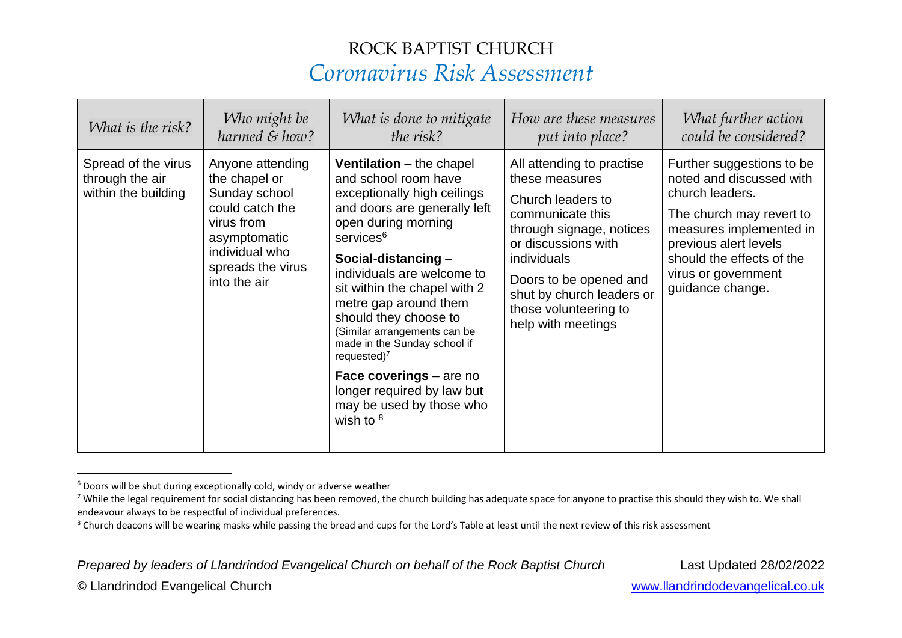# ROCK BAPTIST CHURCH

## *Coronavirus Risk Assessment*

| *What is the risk?* | *Who might be harmed & how?* | *What is done to mitigate the risk?* | *How are these measures put into place?* | *What further action could be considered?* |
|---|---|---|---|---|
| Spread of the virus through the air within the building | Anyone attending the chapel or Sunday school could catch the virus from asymptomatic individual who spreads the virus into the air | **Ventilation** – the chapel and school room have exceptionally high ceilings and doors are generally left open during morning services[6]<br><br>**Social-distancing** – individuals are welcome to sit within the chapel with 2 metre gap around them should they choose to (Similar arrangements can be made in the Sunday school if requested)[7]<br><br>**Face coverings** – are no longer required by law but may be used by those who wish to [8] | All attending to practise these measures<br><br>Church leaders to communicate this through signage, notices or discussions with individuals<br><br>Doors to be opened and shut by church leaders or those volunteering to help with meetings | Further suggestions to be noted and discussed with church leaders.<br><br>The church may revert to measures implemented in previous alert levels should the effects of the virus or government guidance change. |

[6] Doors will be shut during exceptionally cold, windy or adverse weather

[7] While the legal requirement for social distancing has been removed, the church building has adequate space for anyone to practise this should they wish to. We shall endeavour always to be respectful of individual preferences.

[8] Church deacons will be wearing masks while passing the bread and cups for the Lord's Table at least until the next review of this risk assessment

*Prepared by leaders of Llandrindod Evangelical Church on behalf of the Rock Baptist Church* Last Updated 28/02/2022

© Llandrindod Evangelical Church www.llandrindodevangelical.co.uk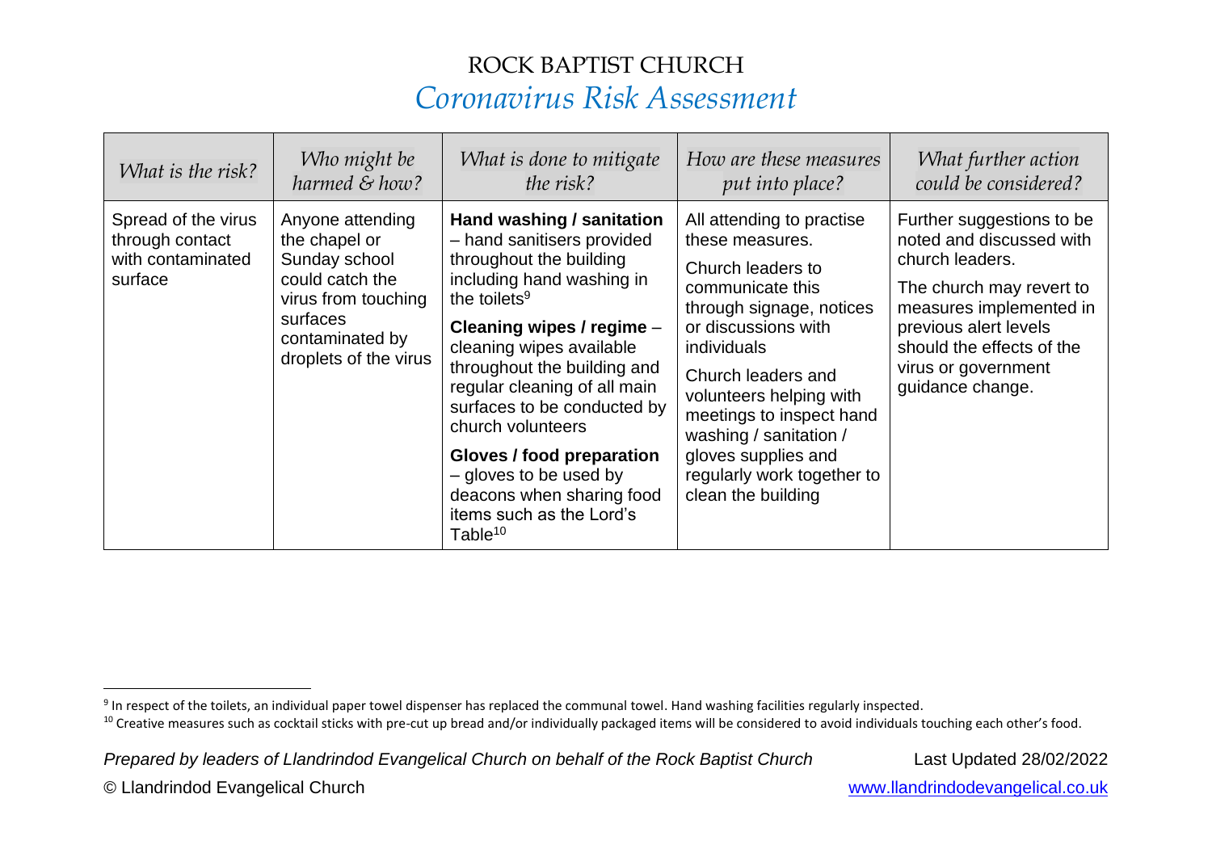# ROCK BAPTIST CHURCH

## *Coronavirus Risk Assessment*

| *What is the risk?* | *Who might be harmed & how?* | *What is done to mitigate the risk?* | *How are these measures put into place?* | *What further action could be considered?* |
|---|---|---|---|---|
| Spread of the virus through contact with contaminated surface | Anyone attending the chapel or Sunday school could catch the virus from touching surfaces contaminated by droplets of the virus | **Hand washing / sanitation** – hand sanitisers provided throughout the building including hand washing in the toilets[9]<br><br>**Cleaning wipes / regime** – cleaning wipes available throughout the building and regular cleaning of all main surfaces to be conducted by church volunteers<br><br>**Gloves / food preparation** – gloves to be used by deacons when sharing food items such as the Lord's Table[10] | All attending to practise these measures.<br><br>Church leaders to communicate this through signage, notices or discussions with individuals<br><br>Church leaders and volunteers helping with meetings to inspect hand washing / sanitation / gloves supplies and regularly work together to clean the building | Further suggestions to be noted and discussed with church leaders.<br><br>The church may revert to measures implemented in previous alert levels should the effects of the virus or government guidance change. |

[9] In respect of the toilets, an individual paper towel dispenser has replaced the communal towel. Hand washing facilities regularly inspected.

[10] Creative measures such as cocktail sticks with pre-cut up bread and/or individually packaged items will be considered to avoid individuals touching each other's food.

*Prepared by leaders of Llandrindod Evangelical Church on behalf of the Rock Baptist Church* Last Updated 28/02/2022

© Llandrindod Evangelical Church www.llandrindodevangelical.co.uk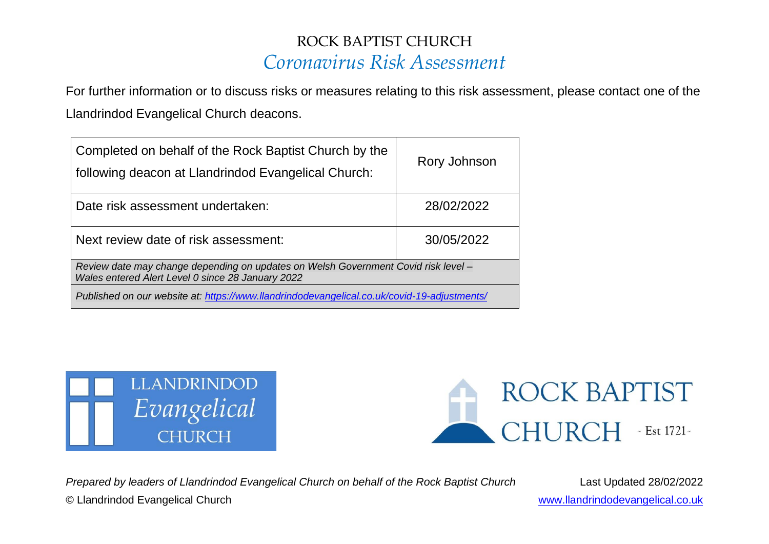# ROCK BAPTIST CHURCH

## *Coronavirus Risk Assessment*

For further information or to discuss risks or measures relating to this risk assessment, please contact one of the Llandrindod Evangelical Church deacons.

| | |
|---|---|
| Completed on behalf of the Rock Baptist Church by the following deacon at Llandrindod Evangelical Church: | Rory Johnson |
| Date risk assessment undertaken: | 28/02/2022 |
| Next review date of risk assessment: | 30/05/2022 |
| *Review date may change depending on updates on Welsh Government Covid risk level – Wales entered Alert Level 0 since 28 January 2022* | |
| *Published on our website at: https://www.llandrindodevangelical.co.uk/covid-19-adjustments/* | |

LLANDRINDOD *Evangelical* CHURCH

ROCK BAPTIST CHURCH ~ Est 1721 ~

*Prepared by leaders of Llandrindod Evangelical Church on behalf of the Rock Baptist Church*

Last Updated 28/02/2022

© Llandrindod Evangelical Church

www.llandrindodevangelical.co.uk